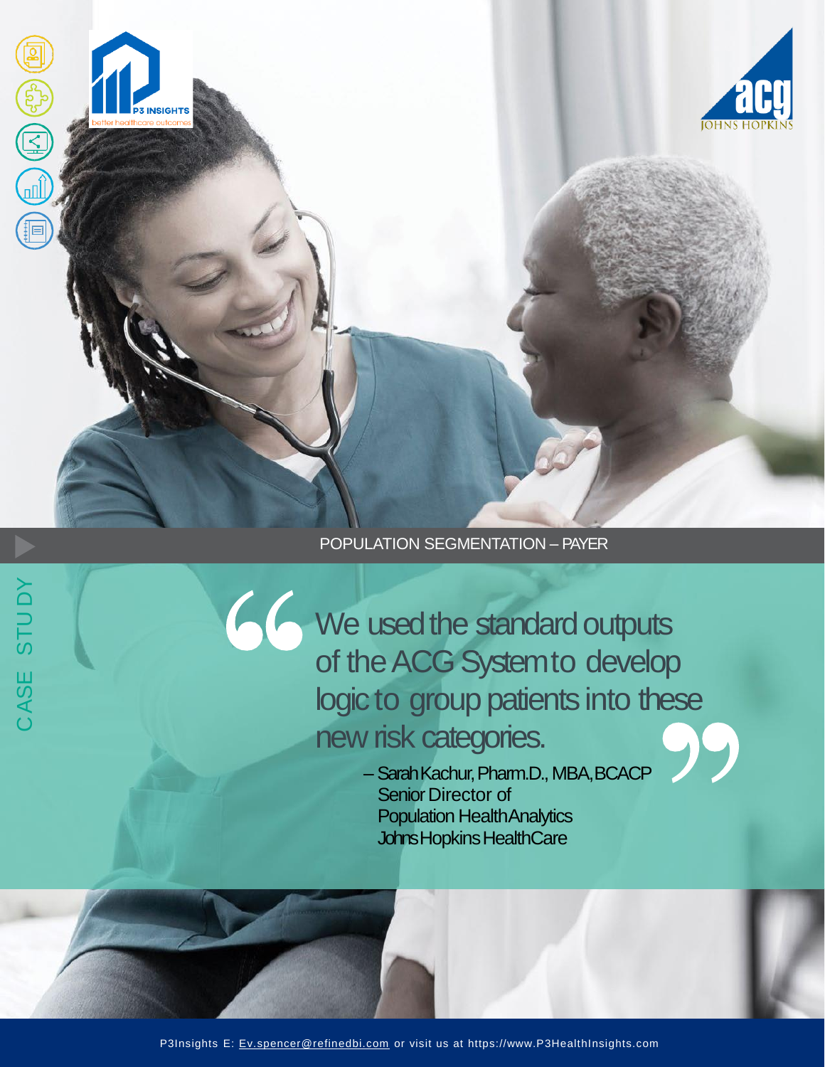CASE STUDY

POPULATION SEGMENTATION – PAYER

> We used the standard outputs of the ACG System to develop logic to group patients into these new risk categories.
>
> – Sarah Kachur, Pharm.D., MBA, BCACP
> Senior Director of
> Population Health Analytics
> Johns Hopkins HealthCare

P3Insights E: Ev.spencer@refinedbi.com or visit us at https://www.P3HealthInsights.com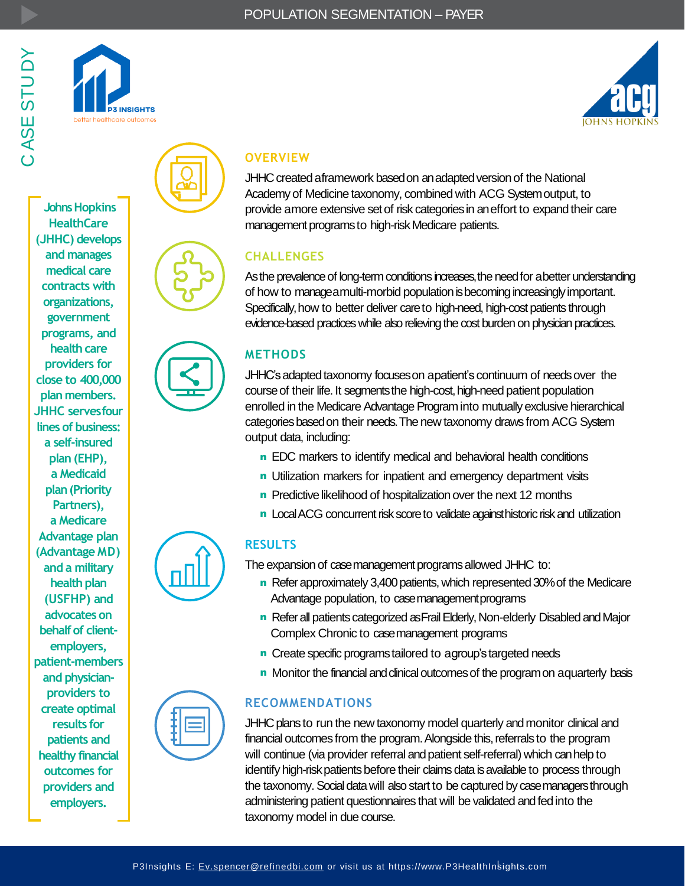# POPULATION SEGMENTATION – PAYER

CASE STUDY

P3 INSIGHTS
better healthcare outcomes

acg JOHNS HOPKINS

Johns Hopkins HealthCare (JHHC) develops and manages medical care contracts with organizations, government programs, and health care providers for close to 400,000 plan members. JHHC serves four lines of business: a self-insured plan (EHP), a Medicaid plan (Priority Partners), a Medicare Advantage plan (Advantage MD) and a military health plan (USFHP) and advocates on behalf of client-employers, patient-members and physician-providers to create optimal results for patients and healthy financial outcomes for providers and employers.

## OVERVIEW

JHHC created a framework based on an adapted version of the National Academy of Medicine taxonomy, combined with ACG System output, to provide a more extensive set of risk categories in an effort to expand their care management programs to high-risk Medicare patients.

## CHALLENGES

As the prevalence of long-term conditions increases, the need for a better understanding of how to manage a multi-morbid population is becoming increasingly important. Specifically, how to better deliver care to high-need, high-cost patients through evidence-based practices while also relieving the cost burden on physician practices.

## METHODS

JHHC's adapted taxonomy focuses on a patient's continuum of needs over the course of their life. It segments the high-cost, high-need patient population enrolled in the Medicare Advantage Program into mutually exclusive hierarchical categories based on their needs. The new taxonomy draws from ACG System output data, including:

- EDC markers to identify medical and behavioral health conditions
- Utilization markers for inpatient and emergency department visits
- Predictive likelihood of hospitalization over the next 12 months
- Local ACG concurrent risk score to validate against historic risk and utilization

## RESULTS

The expansion of case management programs allowed JHHC to:

- Refer approximately 3,400 patients, which represented 30% of the Medicare Advantage population, to case management programs
- Refer all patients categorized as Frail Elderly, Non-elderly Disabled and Major Complex Chronic to case management programs
- Create specific programs tailored to a group's targeted needs
- Monitor the financial and clinical outcomes of the program on a quarterly basis

## RECOMMENDATIONS

JHHC plans to run the new taxonomy model quarterly and monitor clinical and financial outcomes from the program. Alongside this, referrals to the program will continue (via provider referral and patient self-referral) which can help to identify high-risk patients before their claims data is available to process through the taxonomy. Social data will also start to be captured by case managers through administering patient questionnaires that will be validated and fed into the taxonomy model in due course.

P3Insights E: Ev.spencer@refinedbi.com or visit us at https://www.P3HealthInsights.com